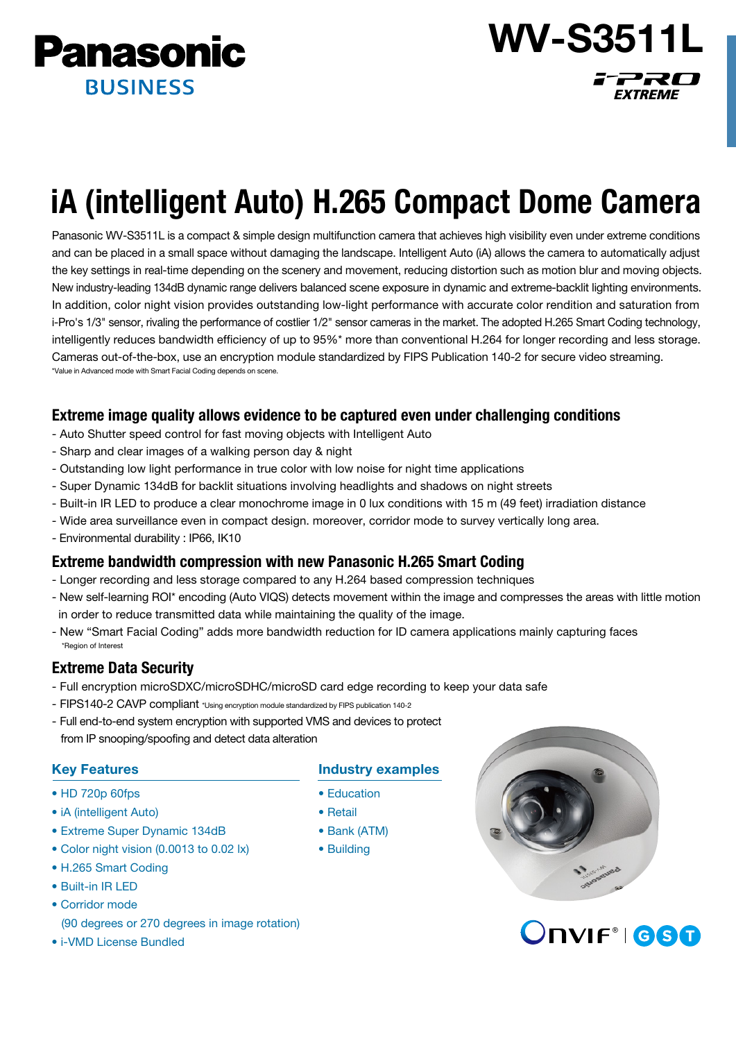Panasonic BUSINESS

# WV-S3511L

i-PRO EXTREME

# iA (intelligent Auto) H.265 Compact Dome Camera

Panasonic WV-S3511L is a compact & simple design multifunction camera that achieves high visibility even under extreme conditions and can be placed in a small space without damaging the landscape. Intelligent Auto (iA) allows the camera to automatically adjust the key settings in real-time depending on the scenery and movement, reducing distortion such as motion blur and moving objects. New industry-leading 134dB dynamic range delivers balanced scene exposure in dynamic and extreme-backlit lighting environments. In addition, color night vision provides outstanding low-light performance with accurate color rendition and saturation from i-Pro's 1/3" sensor, rivaling the performance of costlier 1/2" sensor cameras in the market. The adopted H.265 Smart Coding technology, intelligently reduces bandwidth efficiency of up to 95%* more than conventional H.264 for longer recording and less storage. Cameras out-of-the-box, use an encryption module standardized by FIPS Publication 140-2 for secure video streaming.

*Value in Advanced mode with Smart Facial Coding depends on scene.

## Extreme image quality allows evidence to be captured even under challenging conditions

- Auto Shutter speed control for fast moving objects with Intelligent Auto
- Sharp and clear images of a walking person day & night
- Outstanding low light performance in true color with low noise for night time applications
- Super Dynamic 134dB for backlit situations involving headlights and shadows on night streets
- Built-in IR LED to produce a clear monochrome image in 0 lux conditions with 15 m (49 feet) irradiation distance
- Wide area surveillance even in compact design. moreover, corridor mode to survey vertically long area.
- Environmental durability : IP66, IK10

## Extreme bandwidth compression with new Panasonic H.265 Smart Coding

- Longer recording and less storage compared to any H.264 based compression techniques
- New self-learning ROI* encoding (Auto VIQS) detects movement within the image and compresses the areas with little motion in order to reduce transmitted data while maintaining the quality of the image.
- New "Smart Facial Coding" adds more bandwidth reduction for ID camera applications mainly capturing faces

*Region of Interest

## Extreme Data Security

- Full encryption microSDXC/microSDHC/microSD card edge recording to keep your data safe
- FIPS140-2 CAVP compliant *Using encryption module standardized by FIPS publication 140-2
- Full end-to-end system encryption with supported VMS and devices to protect from IP snooping/spoofing and detect data alteration

### Key Features

- HD 720p 60fps
- iA (intelligent Auto)
- Extreme Super Dynamic 134dB
- Color night vision (0.0013 to 0.02 lx)
- H.265 Smart Coding
- Built-in IR LED
- Corridor mode (90 degrees or 270 degrees in image rotation)
- i-VMD License Bundled

### Industry examples

- Education
- Retail
- Bank (ATM)
- Building

ONVIF® | GST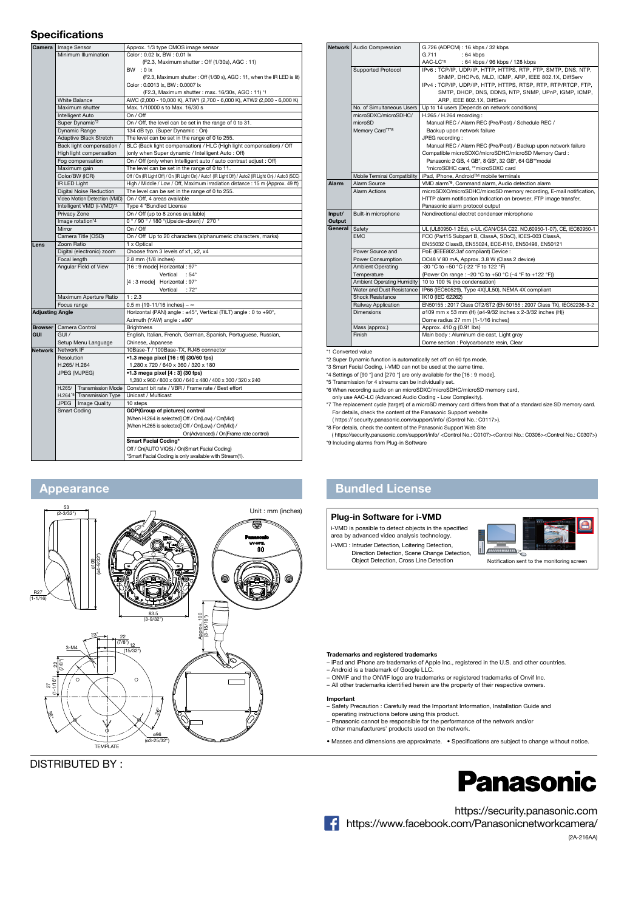## Specifications

| | | |
|---|---|---|
| Camera | Image Sensor | Approx. 1/3 type CMOS image sensor |
| | Minimum Illumination | Color : 0.02 lx, BW : 0.01 lx<br>(F2.3, Maximum shutter : Off (1/30s), AGC : 11)<br>BW : 0 lx<br>(F2.3, Maximum shutter : Off (1/30 s), AGC : 11, when the IR LED is lit)<br>Color : 0.0013 lx, BW : 0.0007 lx<br>(F2.3, Maximum shutter : max. 16/30s, AGC : 11) *1 |
| | White Balance | AWC (2,000 - 10,000 K), ATW1 (2,700 - 6,000 K), ATW2 (2,000 - 6,000 K) |
| | Maximum shutter | Max. 1/10000 s to Max. 16/30 s |
| | Intelligent Auto | On / Off |
| | Super Dynamic*2 | On / Off, the level can be set in the range of 0 to 31. |
| | Dynamic Range | 134 dB typ. (Super Dynamic : On) |
| | Adaptive Black Stretch | The level can be set in the range of 0 to 255. |
| | Back light compensation / High light compensation | BLC (Back light compensation) / HLC (High light compensation) / Off (only when Super dynamic / Intelligent Auto : Off) |
| | Fog compensation | On / Off (only when Intelligent auto / auto contrast adjust : Off) |
| | Maximum gain | The level can be set in the range of 0 to 11. |
| | Color/BW (ICR) | Off / On (IR Light Off) / On (IR Light On) / Auto1 (IR Light Off) / Auto2 (IR Light On) / Auto3 (SCC) |
| | IR LED Light | High / Middle / Low / Off, Maximum irradiation distance : 15 m {Approx. 49 ft} |
| | Digital Noise Reduction | The level can be set in the range of 0 to 255. |
| | Video Motion Detection (VMD) | On / Off, 4 areas available |
| | Intelligent VMD (i-VMD)*3 | Type 4 *Bundled License |
| | Privacy Zone | On / Off (up to 8 zones available) |
| | Image rotation*4 | 0 ° / 90 ° / 180 °(Upside-down) / 270 ° |
| | Mirror | On / Off |
| | Camera Title (OSD) | On / Off Up to 20 characters (alphanumeric characters, marks) |
| Lens | Zoom Ratio | 1 x Optical |
| | Digital (electronic) zoom | Choose from 3 levels of x1, x2, x4 |
| | Focal length | 2.8 mm {1/8 inches} |
| | Angular Field of View | [16 : 9 mode] Horizontal : 97°<br>Vertical : 54°<br>[4 : 3 mode] Horizontal : 97°<br>Vertical : 72° |
| | Maximum Aperture Ratio | 1 : 2.3 |
| | Focus range | 0.5 m {19-11/16 inches} – ∞ |
| Adjusting Angle | | Horizontal (PAN) angle : ±45°, Vertical (TILT) angle : 0 to +90°,<br>Azimuth (YAW) angle : ±90° |
| Browser GUI | Camera Control | Brightness |
| | GUI / Setup Menu Language | English, Italian, French, German, Spanish, Portuguese, Russian, Chinese, Japanese |
| Network | Network IF | 10Base-T / 100Base-TX, RJ45 connector |
| | Resolution H.265/ H.264 | **•1.3 mega pixel [16 : 9] (30/60 fps)**<br>1,280 x 720 / 640 x 360 / 320 x 180 |
| | JPEG (MJPEG) | **•1.3 mega pixel [4 : 3] (30 fps)**<br>1,280 x 960 / 800 x 600 / 640 x 480 / 400 x 300 / 320 x 240 |
| | H.265/ H.264*5 Transmission Mode | Constant bit rate / VBR / Frame rate / Best effort |
| | H.265/ H.264*5 Transmission Type | Unicast / Multicast |
| | JPEG Image Quality | 10 steps |
| | Smart Coding | **GOP(Group of pictures) control**<br>[When H.264 is selected] Off / On(Low) / On(Mid)<br>[When H.265 is selected] Off / On(Low) / On(Mid) / On(Advanced) / On(Frame rate control)<br>**Smart Facial Coding***<br>Off / On(AUTO VIQS) / On(Smart Facial Coding)<br>*Smart Facial Coding is only available with Stream(1). |
| | Audio Compression | G.726 (ADPCM) : 16 kbps / 32 kbps<br>G.711 : 64 kbps<br>AAC-LC*6 : 64 kbps / 96 kbps / 128 kbps |
| | Supported Protocol | IPv6 : TCP/IP, UDP/IP, HTTP, HTTPS, RTP, FTP, SMTP, DNS, NTP, SNMP, DHCPv6, MLD, ICMP, ARP, IEEE 802.1X, DiffServ<br>IPv4 : TCP/IP, UDP/IP, HTTP, HTTPS, RTSP, RTP, RTP/RTCP, FTP, SMTP, DHCP, DNS, DDNS, NTP, SNMP, UPnP, IGMP, ICMP, ARP, IEEE 802.1X, DiffServ |
| | No. of Simultaneous Users | Up to 14 users (Depends on network conditions) |
| | microSDXC/microSDHC/microSD Memory Card*7*8 | H.265 / H.264 recording :<br>Manual REC / Alarm REC (Pre/Post) / Schedule REC /<br>Backup upon network failure<br>JPEG recording :<br>Manual REC / Alarm REC (Pre/Post) / Backup upon network failure<br>Compatible microSDXC/microSDHC/microSD Memory Card :<br>Panasonic 2 GB, 4 GB*, 8 GB*, 32 GB*, 64 GB**model<br>*microSDHC card, **microSDXC card |
| | Mobile Terminal Compatibility | iPad, iPhone, Android™ mobile terminals |
| Alarm | Alarm Source | VMD alarm*9, Command alarm, Audio detection alarm |
| | Alarm Actions | microSDXC/microSDHC/microSD memory recording, E-mail notification, HTTP alarm notification Indication on browser, FTP image transfer, Panasonic alarm protocol output |
| Input/ Output | Built-in microphone | Nondirectional electret condenser microphone |
| General | Safety | UL (UL60950-1 2Ed), c-UL (CAN/CSA C22. NO.60950-1-07), CE, IEC60950-1 |
| | EMC | FCC (Part15 Subpart B, ClassA, SDoC), ICES-003 ClassA, EN55032 ClassB, EN55024, ECE-R10, EN50498, EN50121 |
| | Power Source and Power Consumption | PoE (IEEE802.3af compliant) Device :<br>DC48 V 80 mA, Approx. 3.8 W (Class 2 device) |
| | Ambient Operating Temperature | -30 °C to +50 °C {-22 °F to 122 °F}<br>(Power On range : –20 °C to +50 °C {–4 °F to +122 °F}) |
| | Ambient Operating Humidity | 10 to 100 % (no condensation) |
| | Water and Dust Resistance | IP66 (IEC60529), Type 4X(UL50), NEMA 4X compliant |
| | Shock Resistance | IK10 (IEC 62262) |
| | Railway Application | EN50155 : 2017 Class OT2/ST2 (EN 50155 : 2007 Class TX), IEC62236-3-2 |
| | Dimensions | ø109 mm x 53 mm (H) {ø4-9/32 inches x 2-3/32 inches (H)}<br>Dome radius 27 mm {1-1/16 inches} |
| | Mass (approx.) | Approx. 410 g {0.91 lbs} |
| | Finish | Main body : Aluminum die cast, Light gray<br>Dome section : Polycarbonate resin, Clear |

*1 Converted value
*2 Super Dynamic function is automatically set off on 60 fps mode.
*3 Smart Facial Coding, i-VMD can not be used at the same time.
*4 Settings of [90 °] and [270 °] are only available for the [16 : 9 mode].
*5 Transmission for 4 streams can be individually set.
*6 When recording audio on an microSDXC/microSDHC/microSD memory card, only use AAC-LC (Advanced Audio Coding - Low Complexity).
*7 The replacement cycle (target) of a microSD memory card differs from that of a standard size SD memory card. For details, check the content of the Panasonic Support website ( https:// security.panasonic.com/support/info/ (Control No.: C0117>).
*8 For details, check the content of the Panasonic Support Web Site ( https://security.panasonic.com/support/info/ <Control No.: C0107><Control No.: C0306><Control No.: C0307>)
*9 Including alarms from Plug-in Software

## Appearance

Unit : mm (inches)

53 (2-3/32")
ø109 (ø4-9/32")
R27 (1-1/16")
83.5 (3-9/32")
Approx. 100 (3-15/16")
23°
22 (7/8")
12 (15/32")
3-M4
22 (7/8")
27 (1-1/16")
36°
36°
ø96 (ø3-25/32")
TEMPLATE

## Bundled License

### Plug-in Software for i-VMD

i-VMD is possible to detect objects in the specified area by advanced video analysis technology.
i-VMD : Intruder Detection, Loitering Detection, Direction Detection, Scene Change Detection, Object Detection, Cross Line Detection

Notification sent to the monitoring screen

**Trademarks and registered trademarks**
– iPad and iPhone are trademarks of Apple Inc., registered in the U.S. and other countries.
– Android is a trademark of Google LLC.
– ONVIF and the ONVIF logo are trademarks or registered trademarks of Onvif Inc.
– All other trademarks identified herein are the property of their respective owners.

**Important**
– Safety Precaution : Carefully read the Important Information, Installation Guide and operating instructions before using this product.
– Panasonic cannot be responsible for the performance of the network and/or other manufacturers' products used on the network.

• Masses and dimensions are approximate. • Specifications are subject to change without notice.

DISTRIBUTED BY :

Panasonic

https://security.panasonic.com
https://www.facebook.com/Panasonicnetworkcamera/

(2A-216AA)